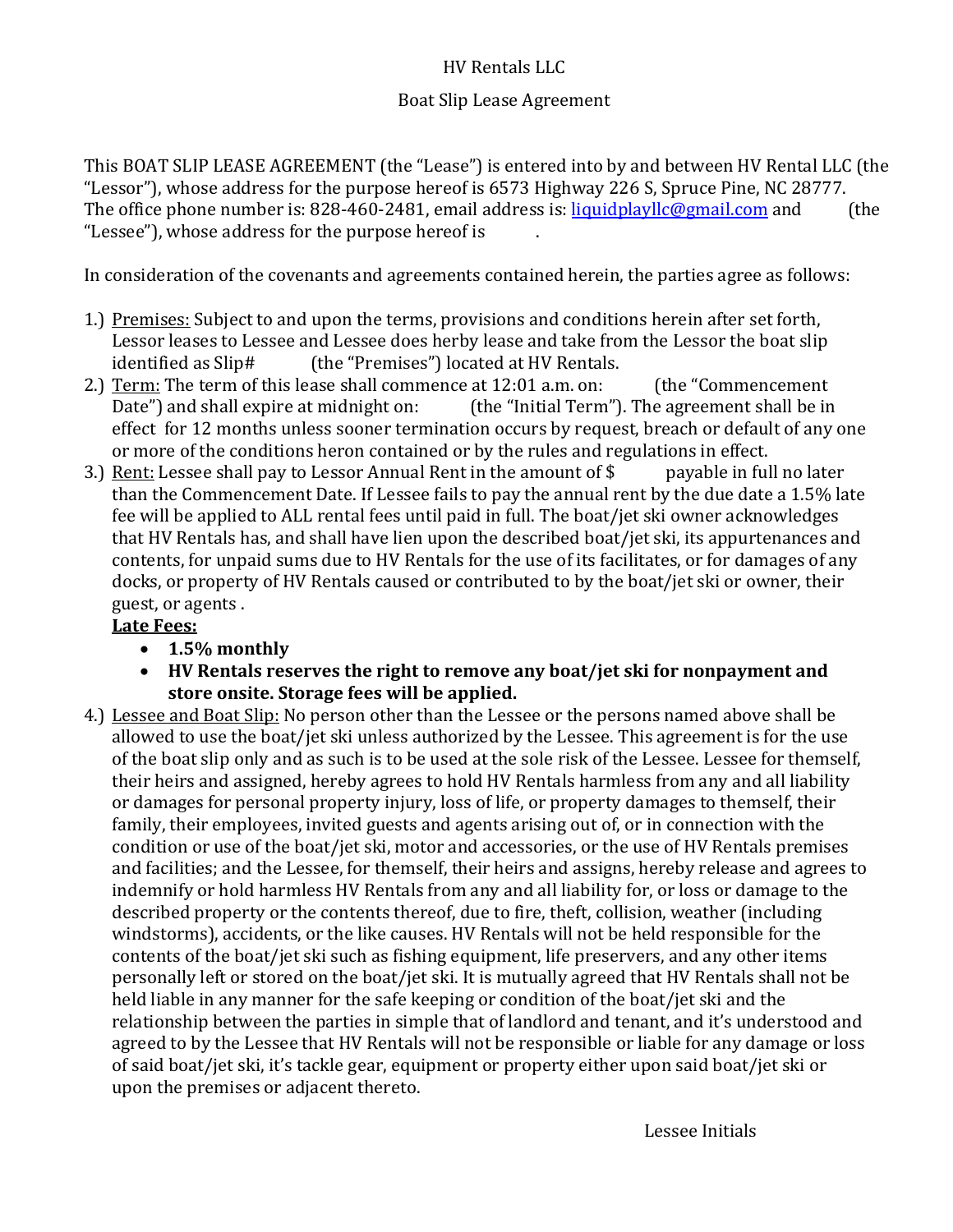HV Rentals LLC

Boat Slip Lease Agreement

This BOAT SLIP LEASE AGREEMENT (the "Lease") is entered into by and between HV Rental LLC (the "Lessor"), whose address for the purpose hereof is 6573 Highway 226 S, Spruce Pine, NC 28777. The office phone number is: 828-460-2481, email address is: liquidplayllc@gmail.com and (the "Lessee"), whose address for the purpose hereof is .

In consideration of the covenants and agreements contained herein, the parties agree as follows:

1.) Premises: Subject to and upon the terms, provisions and conditions herein after set forth, Lessor leases to Lessee and Lessee does herby lease and take from the Lessor the boat slip identified as Slip# (the "Premises") located at HV Rentals.
2.) Term: The term of this lease shall commence at 12:01 a.m. on: (the "Commencement Date") and shall expire at midnight on: (the "Initial Term"). The agreement shall be in effect for 12 months unless sooner termination occurs by request, breach or default of any one or more of the conditions heron contained or by the rules and regulations in effect.
3.) Rent: Lessee shall pay to Lessor Annual Rent in the amount of $ payable in full no later than the Commencement Date. If Lessee fails to pay the annual rent by the due date a 1.5% late fee will be applied to ALL rental fees until paid in full. The boat/jet ski owner acknowledges that HV Rentals has, and shall have lien upon the described boat/jet ski, its appurtenances and contents, for unpaid sums due to HV Rentals for the use of its facilitates, or for damages of any docks, or property of HV Rentals caused or contributed to by the boat/jet ski or owner, their guest, or agents .

   **Late Fees:**
   - **1.5% monthly**
   - **HV Rentals reserves the right to remove any boat/jet ski for nonpayment and store onsite. Storage fees will be applied.**
4.) Lessee and Boat Slip: No person other than the Lessee or the persons named above shall be allowed to use the boat/jet ski unless authorized by the Lessee. This agreement is for the use of the boat slip only and as such is to be used at the sole risk of the Lessee. Lessee for themself, their heirs and assigned, hereby agrees to hold HV Rentals harmless from any and all liability or damages for personal property injury, loss of life, or property damages to themself, their family, their employees, invited guests and agents arising out of, or in connection with the condition or use of the boat/jet ski, motor and accessories, or the use of HV Rentals premises and facilities; and the Lessee, for themself, their heirs and assigns, hereby release and agrees to indemnify or hold harmless HV Rentals from any and all liability for, or loss or damage to the described property or the contents thereof, due to fire, theft, collision, weather (including windstorms), accidents, or the like causes. HV Rentals will not be held responsible for the contents of the boat/jet ski such as fishing equipment, life preservers, and any other items personally left or stored on the boat/jet ski. It is mutually agreed that HV Rentals shall not be held liable in any manner for the safe keeping or condition of the boat/jet ski and the relationship between the parties in simple that of landlord and tenant, and it's understood and agreed to by the Lessee that HV Rentals will not be responsible or liable for any damage or loss of said boat/jet ski, it's tackle gear, equipment or property either upon said boat/jet ski or upon the premises or adjacent thereto.

Lessee Initials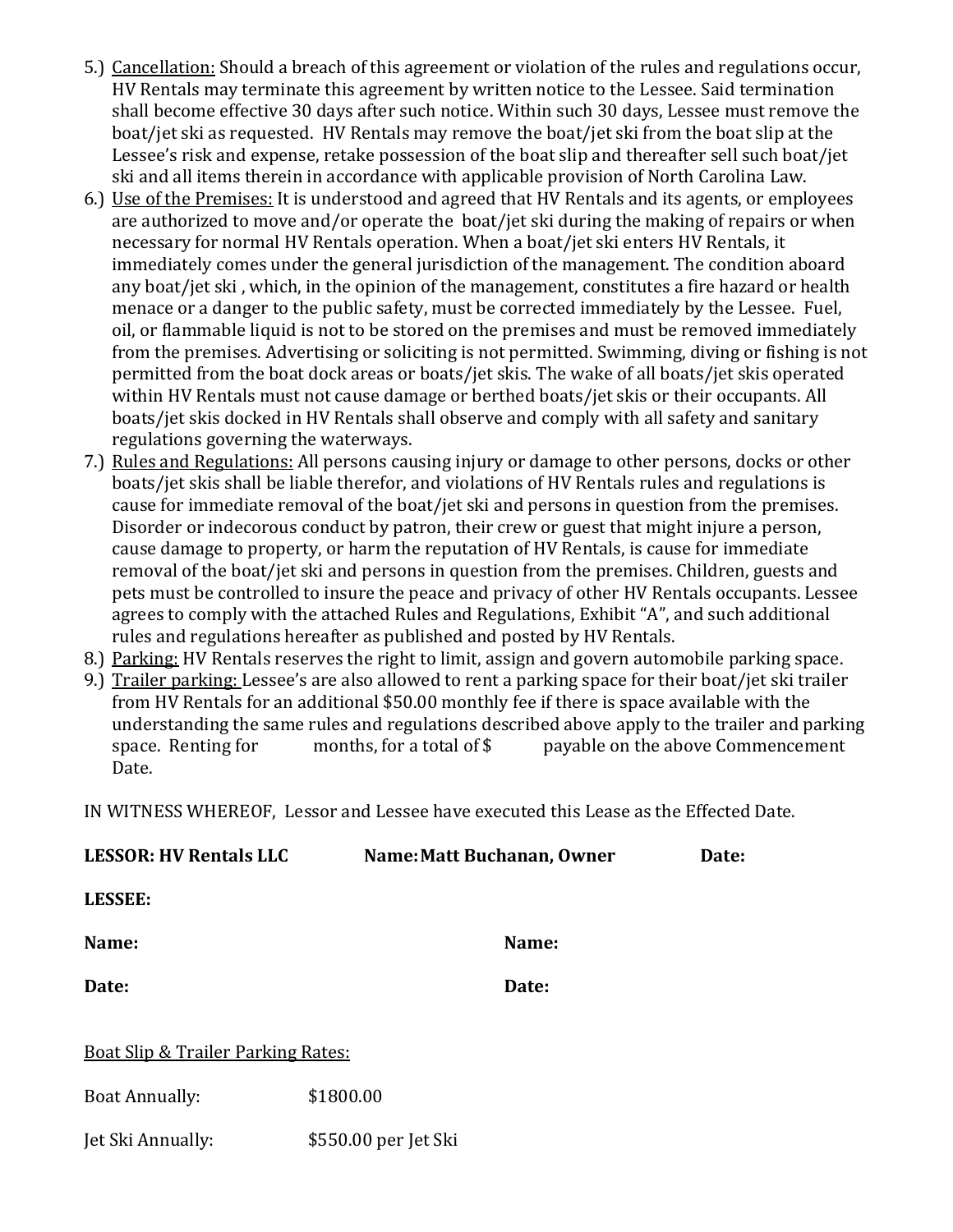5.) <u>Cancellation:</u> Should a breach of this agreement or violation of the rules and regulations occur, HV Rentals may terminate this agreement by written notice to the Lessee. Said termination shall become effective 30 days after such notice. Within such 30 days, Lessee must remove the boat/jet ski as requested. HV Rentals may remove the boat/jet ski from the boat slip at the Lessee's risk and expense, retake possession of the boat slip and thereafter sell such boat/jet ski and all items therein in accordance with applicable provision of North Carolina Law.

6.) <u>Use of the Premises:</u> It is understood and agreed that HV Rentals and its agents, or employees are authorized to move and/or operate the boat/jet ski during the making of repairs or when necessary for normal HV Rentals operation. When a boat/jet ski enters HV Rentals, it immediately comes under the general jurisdiction of the management. The condition aboard any boat/jet ski , which, in the opinion of the management, constitutes a fire hazard or health menace or a danger to the public safety, must be corrected immediately by the Lessee. Fuel, oil, or flammable liquid is not to be stored on the premises and must be removed immediately from the premises. Advertising or soliciting is not permitted. Swimming, diving or fishing is not permitted from the boat dock areas or boats/jet skis. The wake of all boats/jet skis operated within HV Rentals must not cause damage or berthed boats/jet skis or their occupants. All boats/jet skis docked in HV Rentals shall observe and comply with all safety and sanitary regulations governing the waterways.

7.) <u>Rules and Regulations:</u> All persons causing injury or damage to other persons, docks or other boats/jet skis shall be liable therefor, and violations of HV Rentals rules and regulations is cause for immediate removal of the boat/jet ski and persons in question from the premises. Disorder or indecorous conduct by patron, their crew or guest that might injure a person, cause damage to property, or harm the reputation of HV Rentals, is cause for immediate removal of the boat/jet ski and persons in question from the premises. Children, guests and pets must be controlled to insure the peace and privacy of other HV Rentals occupants. Lessee agrees to comply with the attached Rules and Regulations, Exhibit "A", and such additional rules and regulations hereafter as published and posted by HV Rentals.

8.) <u>Parking:</u> HV Rentals reserves the right to limit, assign and govern automobile parking space.

9.) <u>Trailer parking:</u> Lessee's are also allowed to rent a parking space for their boat/jet ski trailer from HV Rentals for an additional $50.00 monthly fee if there is space available with the understanding the same rules and regulations described above apply to the trailer and parking space. Renting for months, for a total of $ payable on the above Commencement Date.

IN WITNESS WHEREOF, Lessor and Lessee have executed this Lease as the Effected Date.

**LESSOR: HV Rentals LLC** **Name: Matt Buchanan, Owner** **Date:**

**LESSEE:**

**Name:** **Name:**

**Date:** **Date:**

<u>Boat Slip & Trailer Parking Rates:</u>

Boat Annually: $1800.00

Jet Ski Annually: $550.00 per Jet Ski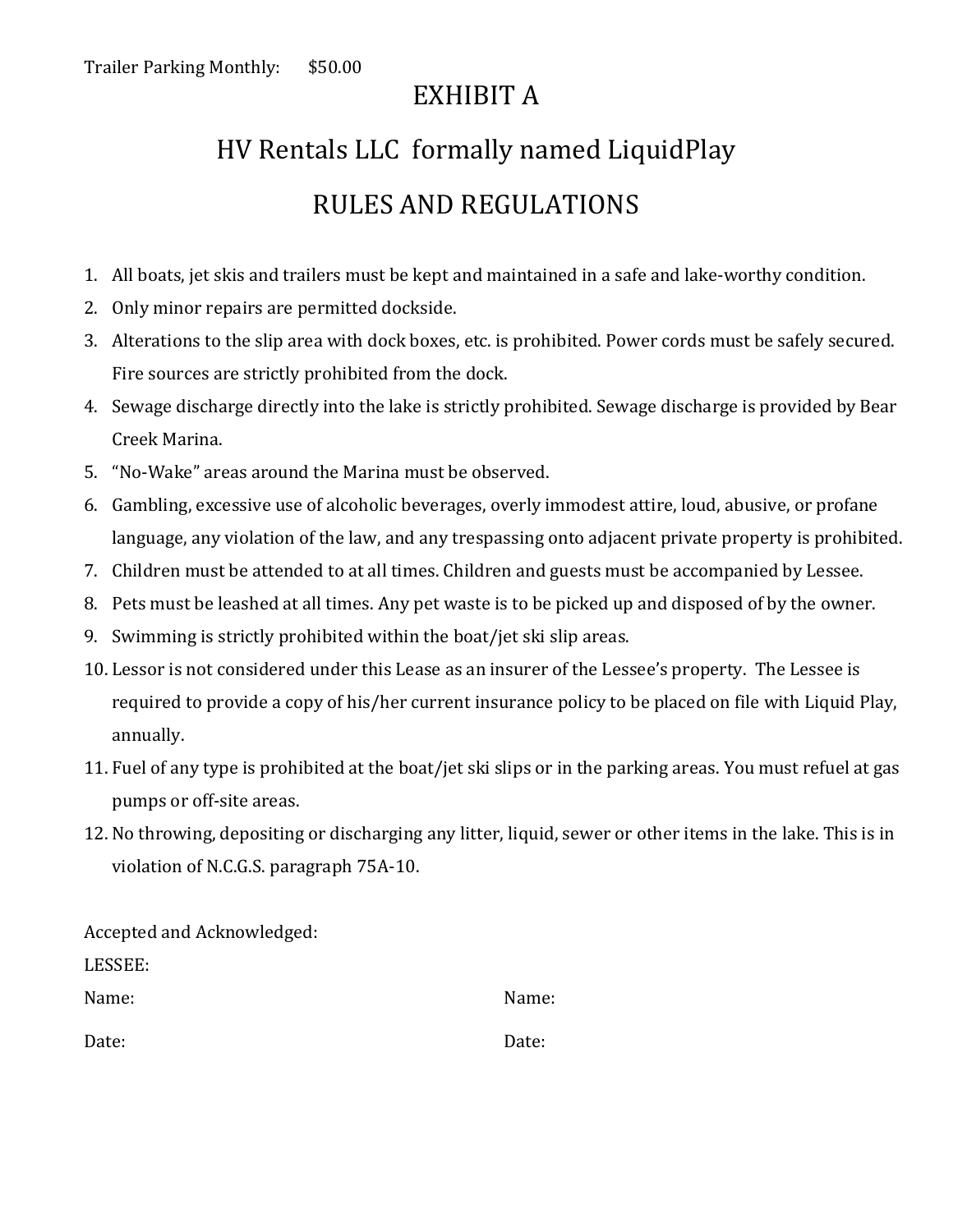Trailer Parking Monthly: $50.00

# EXHIBIT A

# HV Rentals LLC formally named LiquidPlay

# RULES AND REGULATIONS

1. All boats, jet skis and trailers must be kept and maintained in a safe and lake-worthy condition.
2. Only minor repairs are permitted dockside.
3. Alterations to the slip area with dock boxes, etc. is prohibited. Power cords must be safely secured. Fire sources are strictly prohibited from the dock.
4. Sewage discharge directly into the lake is strictly prohibited. Sewage discharge is provided by Bear Creek Marina.
5. "No-Wake" areas around the Marina must be observed.
6. Gambling, excessive use of alcoholic beverages, overly immodest attire, loud, abusive, or profane language, any violation of the law, and any trespassing onto adjacent private property is prohibited.
7. Children must be attended to at all times. Children and guests must be accompanied by Lessee.
8. Pets must be leashed at all times. Any pet waste is to be picked up and disposed of by the owner.
9. Swimming is strictly prohibited within the boat/jet ski slip areas.
10. Lessor is not considered under this Lease as an insurer of the Lessee's property. The Lessee is required to provide a copy of his/her current insurance policy to be placed on file with Liquid Play, annually.
11. Fuel of any type is prohibited at the boat/jet ski slips or in the parking areas. You must refuel at gas pumps or off-site areas.
12. No throwing, depositing or discharging any litter, liquid, sewer or other items in the lake. This is in violation of N.C.G.S. paragraph 75A-10.

Accepted and Acknowledged:

LESSEE:

Name: Name:

Date: Date: